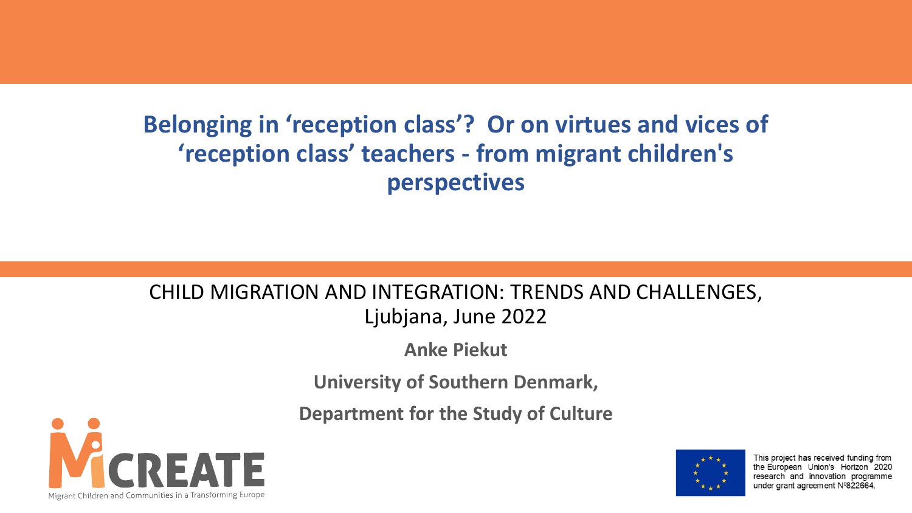# Belonging in 'reception class'? Or on virtues and vices of 'reception class' teachers - from migrant children's perspectives

CHILD MIGRATION AND INTEGRATION: TRENDS AND CHALLENGES, Ljubjana, June 2022

**Anke Piekut**

**University of Southern Denmark,**

**Department for the Study of Culture**

MiCREATE

Migrant Children and Communities in a Transforming Europe

This project has received funding from the European Union's Horizon 2020 research and innovation programme under grant agreement Nº822664.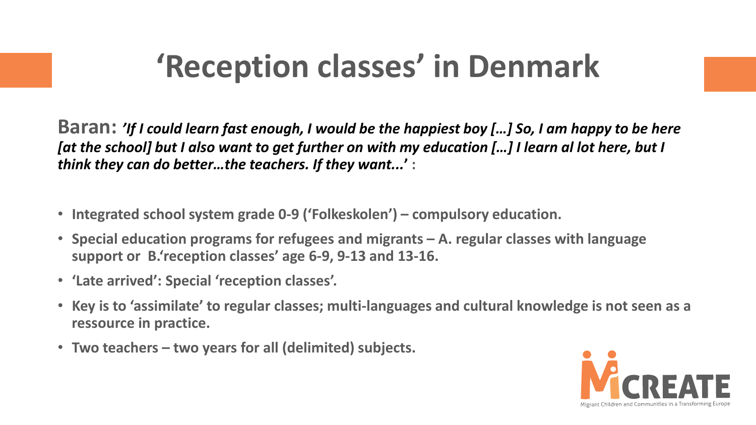# 'Reception classes' in Denmark

**Baran:** ***'If I could learn fast enough, I would be the happiest boy […] So, I am happy to be here [at the school] but I also want to get further on with my education […] I learn al lot here, but I think they can do better…the teachers. If they want...'*** **:**

- **Integrated school system grade 0-9 ('Folkeskolen') – compulsory education.**
- **Special education programs for refugees and migrants – A. regular classes with language support or B.'reception classes' age 6-9, 9-13 and 13-16.**
- **'Late arrived': Special 'reception classes'.**
- **Key is to 'assimilate' to regular classes; multi-languages and cultural knowledge is not seen as a ressource in practice.**
- **Two teachers – two years for all (delimited) subjects.**

MiCREATE

Migrant Children and Communities in a Transforming Europe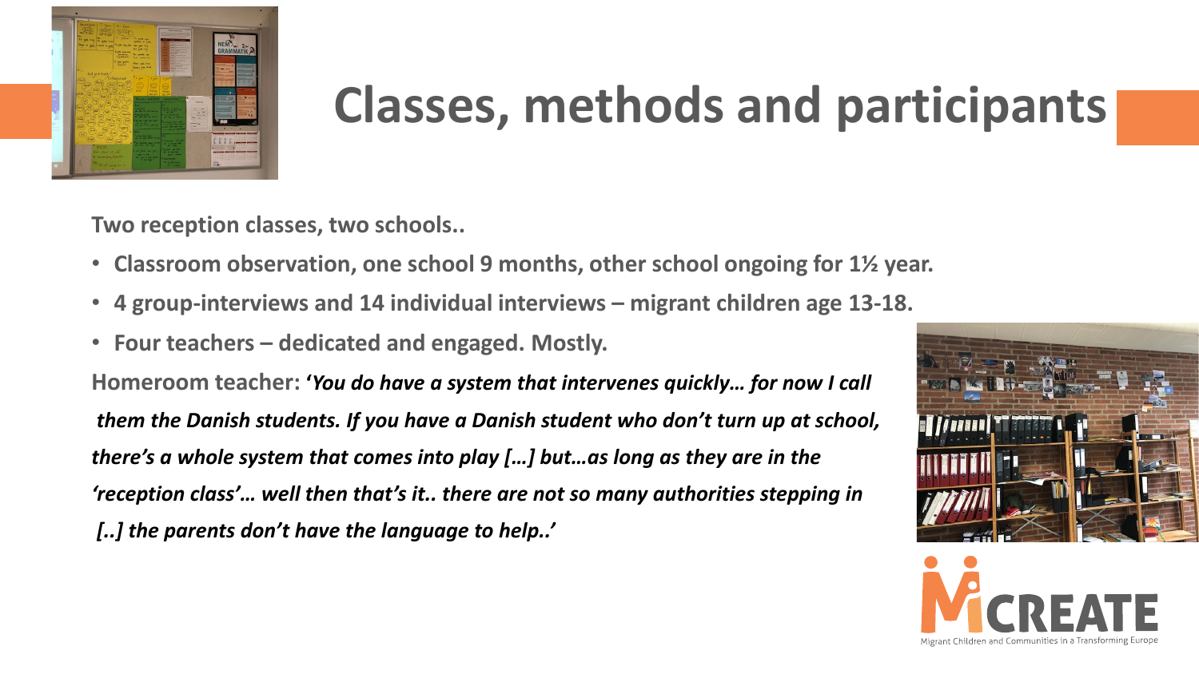# Classes, methods and participants

**Two reception classes, two schools..**

- **Classroom observation, one school 9 months, other school ongoing for 1½ year.**
- **4 group-interviews and 14 individual interviews – migrant children age 13-18.**
- **Four teachers – dedicated and engaged. Mostly.**

**Homeroom teacher: '*You do have a system that intervenes quickly… for now I call them the Danish students. If you have a Danish student who don't turn up at school, there's a whole system that comes into play […] but…as long as they are in the 'reception class'… well then that's it.. there are not so many authorities stepping in [..] the parents don't have the language to help..*'**

MiCREATE

Migrant Children and Communities in a Transforming Europe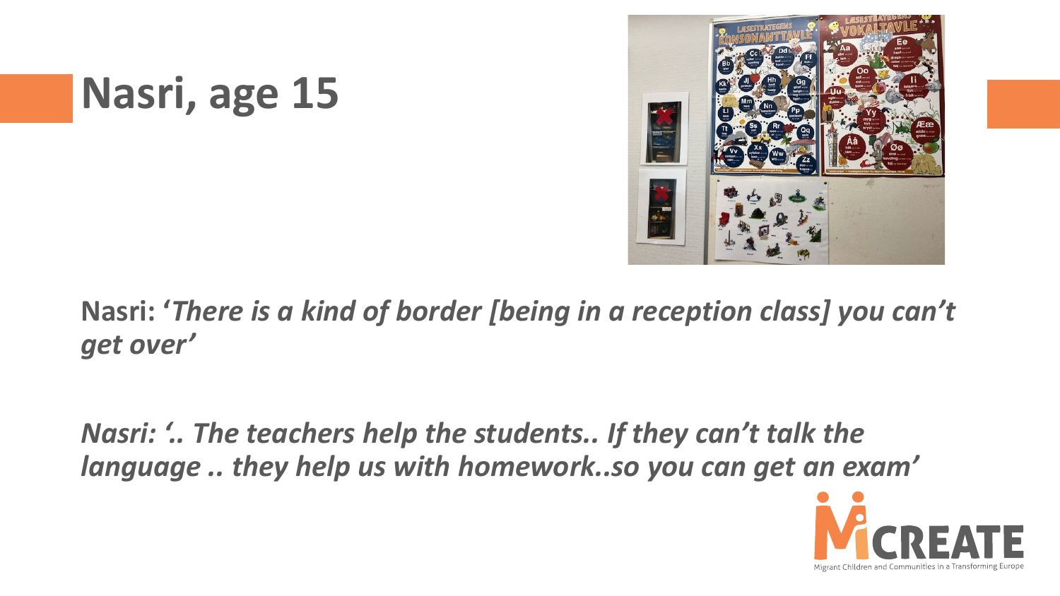# Nasri, age 15

**Nasri: '*There is a kind of border [being in a reception class] you can't get over'***

***Nasri: '.. The teachers help the students.. If they can't talk the language .. they help us with homework..so you can get an exam'***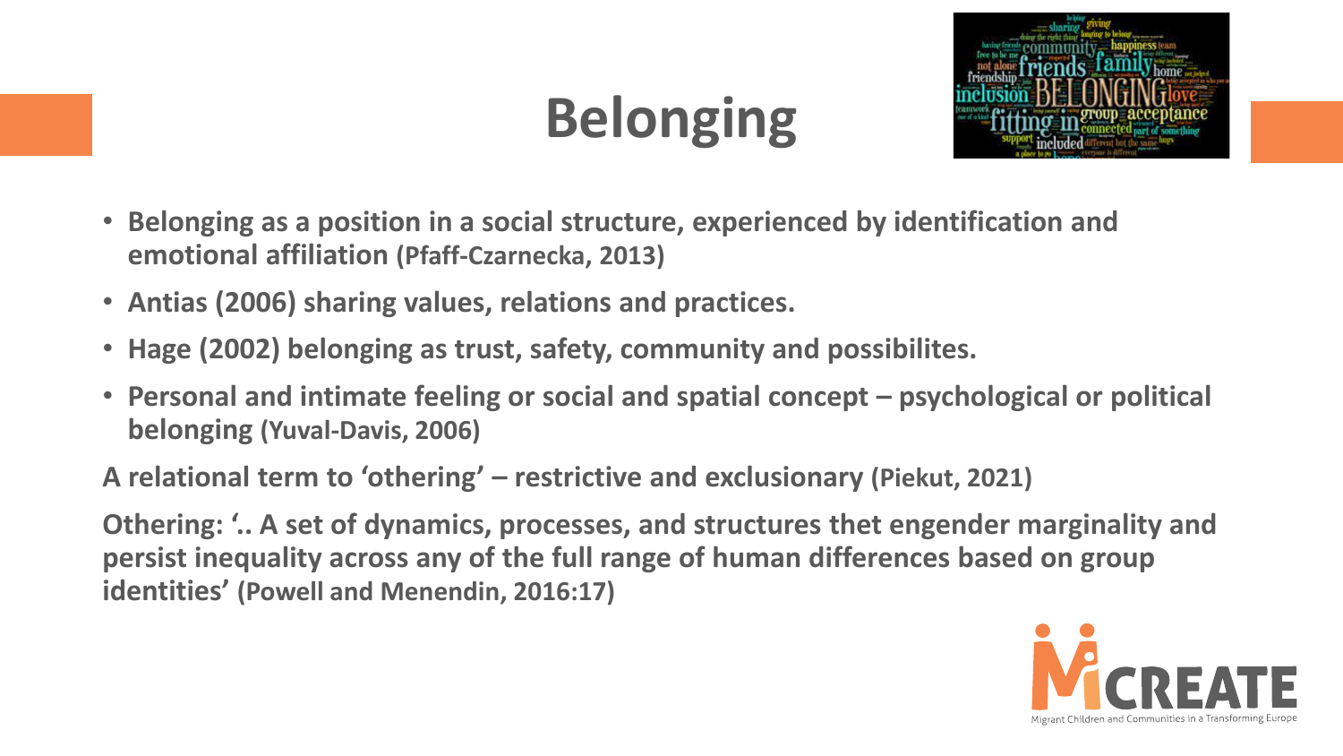# Belonging

- **Belonging as a position in a social structure, experienced by identification and emotional affiliation (Pfaff-Czarnecka, 2013)**
- **Antias (2006) sharing values, relations and practices.**
- **Hage (2002) belonging as trust, safety, community and possibilites.**
- **Personal and intimate feeling or social and spatial concept – psychological or political belonging (Yuval-Davis, 2006)**

**A relational term to 'othering' – restrictive and exclusionary (Piekut, 2021)**

**Othering: '.. A set of dynamics, processes, and structures thet engender marginality and persist inequality across any of the full range of human differences based on group identities' (Powell and Menendin, 2016:17)**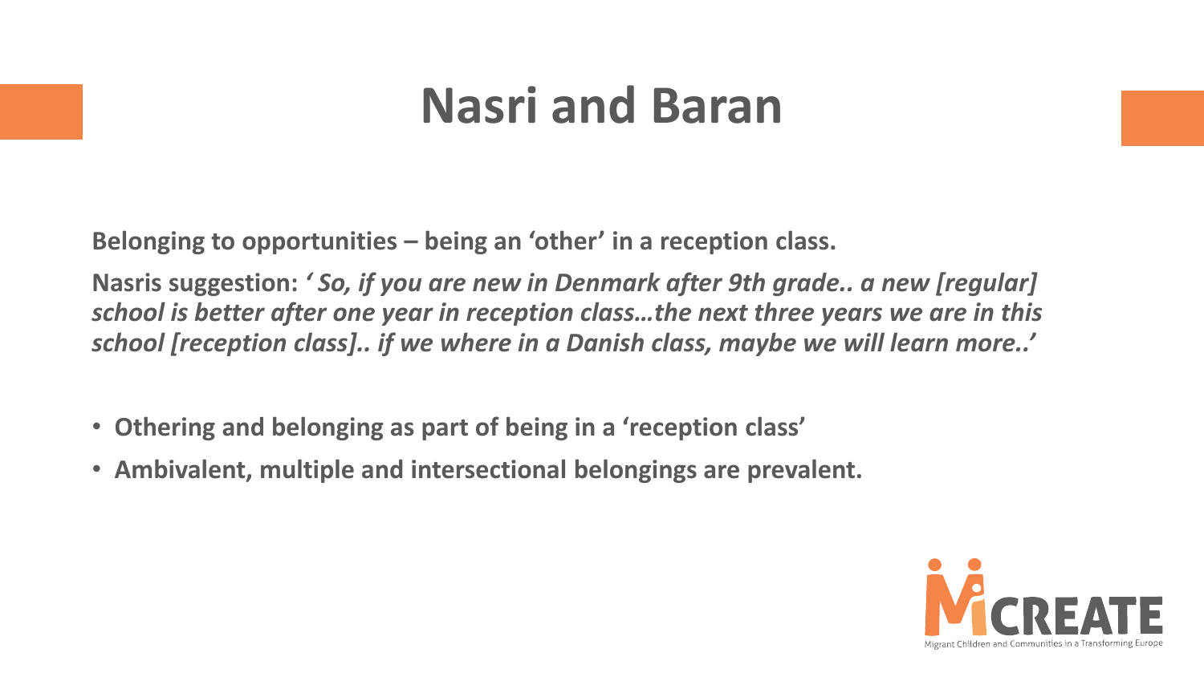# Nasri and Baran

**Belonging to opportunities – being an 'other' in a reception class.**

**Nasris suggestion:** ***' So, if you are new in Denmark after 9th grade.. a new [regular] school is better after one year in reception class…the next three years we are in this school [reception class].. if we where in a Danish class, maybe we will learn more..'***

- **Othering and belonging as part of being in a 'reception class'**
- **Ambivalent, multiple and intersectional belongings are prevalent.**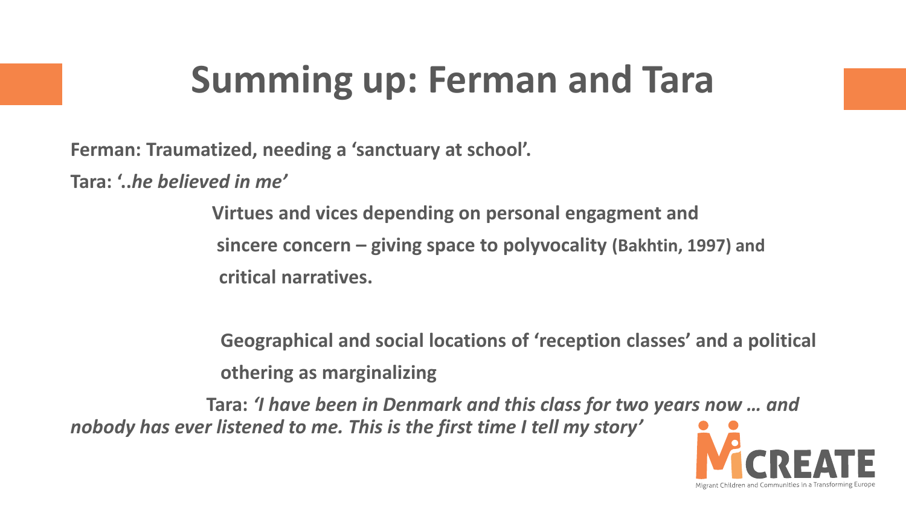# Summing up: Ferman and Tara

**Ferman: Traumatized, needing a 'sanctuary at school'.**

**Tara: '..*he believed in me*'**

**Virtues and vices depending on personal engagment and sincere concern – giving space to polyvocality (Bakhtin, 1997) and critical narratives.**

**Geographical and social locations of 'reception classes' and a political othering as marginalizing**

**Tara: *'I have been in Denmark and this class for two years now … and nobody has ever listened to me. This is the first time I tell my story'***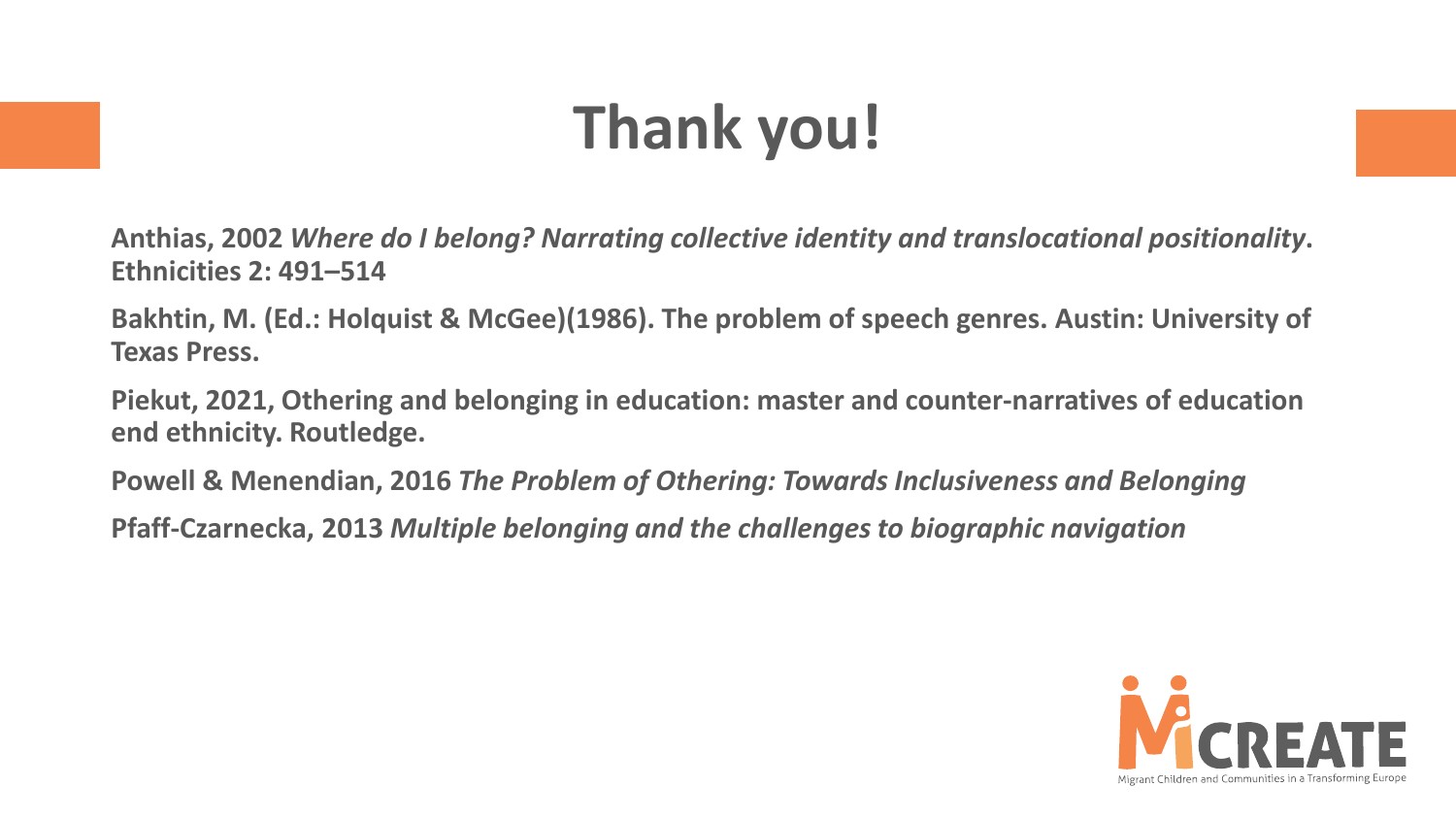# Thank you!

**Anthias, 2002** ***Where do I belong? Narrating collective identity and translocational positionality*****. Ethnicities 2: 491–514**

**Bakhtin, M. (Ed.: Holquist & McGee)(1986). The problem of speech genres. Austin: University of Texas Press.**

**Piekut, 2021, Othering and belonging in education: master and counter-narratives of education end ethnicity. Routledge.**

**Powell & Menendian, 2016** ***The Problem of Othering: Towards Inclusiveness and Belonging***

**Pfaff-Czarnecka, 2013** ***Multiple belonging and the challenges to biographic navigation***

MiCREATE

Migrant Children and Communities in a Transforming Europe